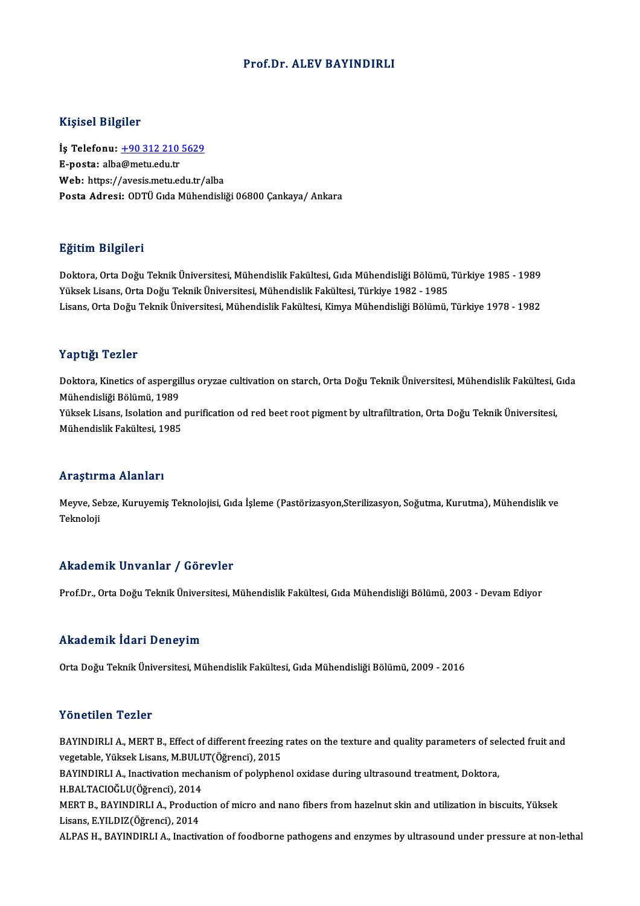# Prof.Dr. ALEV BAYINDIRLI

## Kişisel Bilgiler

**İş Telefonu:** +90 312 210 5629
**E-posta:** alba@metu.edu.tr
**Web:** https://avesis.metu.edu.tr/alba
**Posta Adresi:** ODTÜ Gıda Mühendisliği 06800 Çankaya/ Ankara

## Eğitim Bilgileri

Doktora, Orta Doğu Teknik Üniversitesi, Mühendislik Fakültesi, Gıda Mühendisliği Bölümü, Türkiye 1985 - 1989
Yüksek Lisans, Orta Doğu Teknik Üniversitesi, Mühendislik Fakültesi, Türkiye 1982 - 1985
Lisans, Orta Doğu Teknik Üniversitesi, Mühendislik Fakültesi, Kimya Mühendisliği Bölümü, Türkiye 1978 - 1982

## Yaptığı Tezler

Doktora, Kinetics of aspergillus oryzae cultivation on starch, Orta Doğu Teknik Üniversitesi, Mühendislik Fakültesi, Gıda Mühendisliği Bölümü, 1989
Yüksek Lisans, Isolation and purification od red beet root pigment by ultrafiltration, Orta Doğu Teknik Üniversitesi, Mühendislik Fakültesi, 1985

## Araştırma Alanları

Meyve, Sebze, Kuruyemiş Teknolojisi, Gıda İşleme (Pastörizasyon,Sterilizasyon, Soğutma, Kurutma), Mühendislik ve Teknoloji

## Akademik Unvanlar / Görevler

Prof.Dr., Orta Doğu Teknik Üniversitesi, Mühendislik Fakültesi, Gıda Mühendisliği Bölümü, 2003 - Devam Ediyor

## Akademik İdari Deneyim

Orta Doğu Teknik Üniversitesi, Mühendislik Fakültesi, Gıda Mühendisliği Bölümü, 2009 - 2016

## Yönetilen Tezler

BAYINDIRLI A., MERT B., Effect of different freezing rates on the texture and quality parameters of selected fruit and vegetable, Yüksek Lisans, M.BULUT(Öğrenci), 2015
BAYINDIRLI A., Inactivation mechanism of polyphenol oxidase during ultrasound treatment, Doktora, H.BALTACIOĞLU(Öğrenci), 2014
MERT B., BAYINDIRLI A., Production of micro and nano fibers from hazelnut skin and utilization in biscuits, Yüksek Lisans, E.YILDIZ(Öğrenci), 2014
ALPAS H., BAYINDIRLI A., Inactivation of foodborne pathogens and enzymes by ultrasound under pressure at non-lethal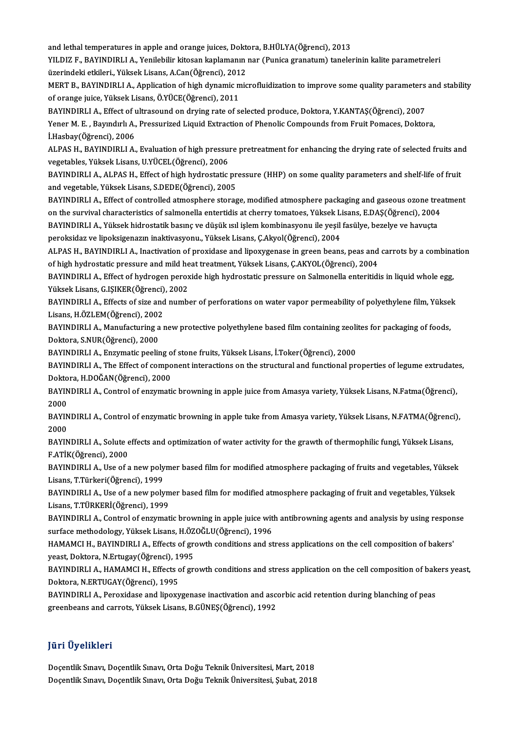and lethal temperatures in apple and orange juices, Doktora, B.HÜLYA(Öğrenci), 2013

YILDIZ F., BAYINDIRLI A., Yenilebilir kitosan kaplamanın nar (Punica granatum) tanelerinin kalite parametreleri üzerindeki etkileri., Yüksek Lisans, A.Can(Öğrenci), 2012

MERT B., BAYINDIRLI A., Application of high dynamic microfluidization to improve some quality parameters and stability of orange juice, Yüksek Lisans, Ö.YÜCE(Öğrenci), 2011

BAYINDIRLI A., Effect of ultrasound on drying rate of selected produce, Doktora, Y.KANTAŞ(Öğrenci), 2007

Yener M. E. , Bayındırlı A., Pressurized Liquid Extraction of Phenolic Compounds from Fruit Pomaces, Doktora, İ.Hasbay(Öğrenci), 2006

ALPAS H., BAYINDIRLI A., Evaluation of high pressure pretreatment for enhancing the drying rate of selected fruits and vegetables, Yüksek Lisans, U.YÜCEL(Öğrenci), 2006

BAYINDIRLI A., ALPAS H., Effect of high hydrostatic pressure (HHP) on some quality parameters and shelf-life of fruit and vegetable, Yüksek Lisans, S.DEDE(Öğrenci), 2005

BAYINDIRLI A., Effect of controlled atmosphere storage, modified atmosphere packaging and gaseous ozone treatment on the survival characteristics of salmonella entertidis at cherry tomatoes, Yüksek Lisans, E.DAŞ(Öğrenci), 2004

BAYINDIRLI A., Yüksek hidrostatik basınç ve düşük ısıl işlem kombinasyonu ile yeşil fasülye, bezelye ve havuçta peroksidaz ve lipoksigenazın inaktivasyonu., Yüksek Lisans, Ç.Akyol(Öğrenci), 2004

ALPAS H., BAYINDIRLI A., Inactivation of proxidase and lipoxygenase in green beans, peas and carrots by a combination of high hydrostatic pressure and mild heat treatment, Yüksek Lisans, Ç.AKYOL(Öğrenci), 2004

BAYINDIRLI A., Effect of hydrogen peroxide high hydrostatic pressure on Salmonella enteritidis in liquid whole egg, Yüksek Lisans, G.IŞIKER(Öğrenci), 2002

BAYINDIRLI A., Effects of size and number of perforations on water vapor permeability of polyethylene film, Yüksek Lisans, H.ÖZLEM(Öğrenci), 2002

BAYINDIRLI A., Manufacturing a new protective polyethylene based film containing zeolites for packaging of foods, Doktora, S.NUR(Öğrenci), 2000

BAYINDIRLI A., Enzymatic peeling of stone fruits, Yüksek Lisans, İ.Toker(Öğrenci), 2000

BAYINDIRLI A., The Effect of component interactions on the structural and functional properties of legume extrudates, Doktora, H.DOĞAN(Öğrenci), 2000

BAYINDIRLI A., Control of enzymatic browning in apple juice from Amasya variety, Yüksek Lisans, N.Fatma(Öğrenci), 2000

BAYINDIRLI A., Control of enzymatic browning in apple tuke from Amasya variety, Yüksek Lisans, N.FATMA(Öğrenci), 2000

BAYINDIRLI A., Solute effects and optimization of water activity for the grawth of thermophilic fungi, Yüksek Lisans, F.ATİK(Öğrenci), 2000

BAYINDIRLI A., Use of a new polymer based film for modified atmosphere packaging of fruits and vegetables, Yüksek Lisans, T.Türkeri(Öğrenci), 1999

BAYINDIRLI A., Use of a new polymer based film for modified atmosphere packaging of fruit and vegetables, Yüksek Lisans, T.TÜRKERİ(Öğrenci), 1999

BAYINDIRLI A., Control of enzymatic browning in apple juice with antibrowning agents and analysis by using response surface methodology, Yüksek Lisans, H.ÖZOĞLU(Öğrenci), 1996

HAMAMCI H., BAYINDIRLI A., Effects of growth conditions and stress applications on the cell composition of bakers' yeast, Doktora, N.Ertugay(Öğrenci), 1995

BAYINDIRLI A., HAMAMCI H., Effects of growth conditions and stress application on the cell composition of bakers yeast, Doktora, N.ERTUGAY(Öğrenci), 1995

BAYINDIRLI A., Peroxidase and lipoxygenase inactivation and ascorbic acid retention during blanching of peas greenbeans and carrots, Yüksek Lisans, B.GÜNEŞ(Öğrenci), 1992

## Jüri Üyelikleri

Doçentlik Sınavı, Doçentlik Sınavı, Orta Doğu Teknik Üniversitesi, Mart, 2018

Doçentlik Sınavı, Doçentlik Sınavı, Orta Doğu Teknik Üniversitesi, Şubat, 2018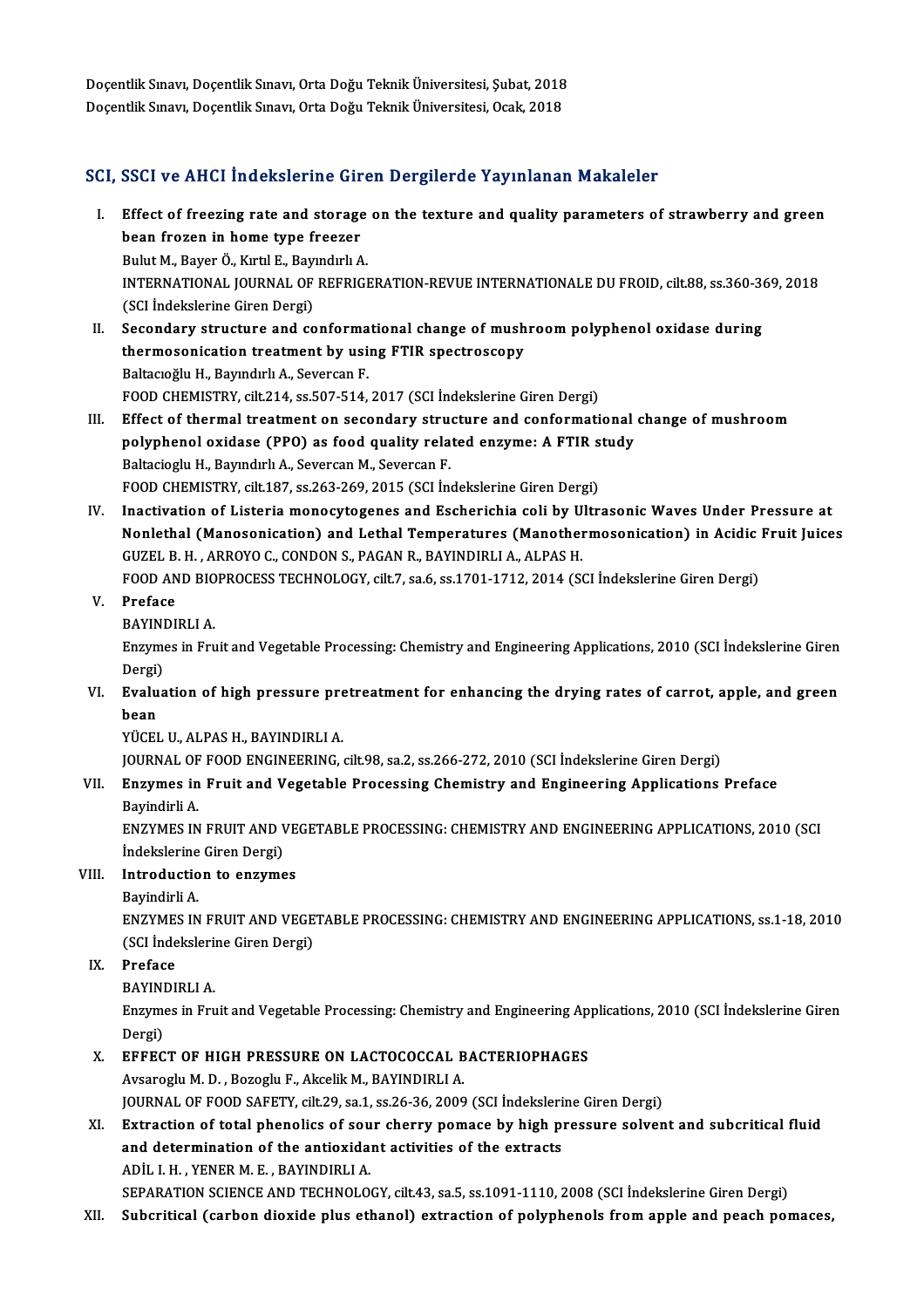Doçentlik Sınavı, Doçentlik Sınavı, Orta Doğu Teknik Üniversitesi, Şubat, 2018
Doçentlik Sınavı, Doçentlik Sınavı, Orta Doğu Teknik Üniversitesi, Ocak, 2018

## SCI, SSCI ve AHCI İndekslerine Giren Dergilerde Yayınlanan Makaleler

I. **Effect of freezing rate and storage on the texture and quality parameters of strawberry and green bean frozen in home type freezer**
Bulut M., Bayer Ö., Kırtıl E., Bayındırlı A.
INTERNATIONAL JOURNAL OF REFRIGERATION-REVUE INTERNATIONALE DU FROID, cilt.88, ss.360-369, 2018 (SCI İndekslerine Giren Dergi)

II. **Secondary structure and conformational change of mushroom polyphenol oxidase during thermosonication treatment by using FTIR spectroscopy**
Baltacıoğlu H., Bayındırlı A., Severcan F.
FOOD CHEMISTRY, cilt.214, ss.507-514, 2017 (SCI İndekslerine Giren Dergi)

III. **Effect of thermal treatment on secondary structure and conformational change of mushroom polyphenol oxidase (PPO) as food quality related enzyme: A FTIR study**
Baltacioglu H., Bayındırlı A., Severcan M., Severcan F.
FOOD CHEMISTRY, cilt.187, ss.263-269, 2015 (SCI İndekslerine Giren Dergi)

IV. **Inactivation of Listeria monocytogenes and Escherichia coli by Ultrasonic Waves Under Pressure at Nonlethal (Manosonication) and Lethal Temperatures (Manothermosonication) in Acidic Fruit Juices**
GUZEL B. H. , ARROYO C., CONDON S., PAGAN R., BAYINDIRLI A., ALPAS H.
FOOD AND BIOPROCESS TECHNOLOGY, cilt.7, sa.6, ss.1701-1712, 2014 (SCI İndekslerine Giren Dergi)

V. **Preface**
BAYINDIRLI A.
Enzymes in Fruit and Vegetable Processing: Chemistry and Engineering Applications, 2010 (SCI İndekslerine Giren Dergi)

VI. **Evaluation of high pressure pretreatment for enhancing the drying rates of carrot, apple, and green bean**
YÜCEL U., ALPAS H., BAYINDIRLI A.
JOURNAL OF FOOD ENGINEERING, cilt.98, sa.2, ss.266-272, 2010 (SCI İndekslerine Giren Dergi)

VII. **Enzymes in Fruit and Vegetable Processing Chemistry and Engineering Applications Preface**
Bayindirli A.
ENZYMES IN FRUIT AND VEGETABLE PROCESSING: CHEMISTRY AND ENGINEERING APPLICATIONS, 2010 (SCI İndekslerine Giren Dergi)

VIII. **Introduction to enzymes**
Bayindirli A.
ENZYMES IN FRUIT AND VEGETABLE PROCESSING: CHEMISTRY AND ENGINEERING APPLICATIONS, ss.1-18, 2010 (SCI İndekslerine Giren Dergi)

IX. **Preface**
BAYINDIRLI A.
Enzymes in Fruit and Vegetable Processing: Chemistry and Engineering Applications, 2010 (SCI İndekslerine Giren Dergi)

X. **EFFECT OF HIGH PRESSURE ON LACTOCOCCAL BACTERIOPHAGES**
Avsaroglu M. D. , Bozoglu F., Akcelik M., BAYINDIRLI A.
JOURNAL OF FOOD SAFETY, cilt.29, sa.1, ss.26-36, 2009 (SCI İndekslerine Giren Dergi)

XI. **Extraction of total phenolics of sour cherry pomace by high pressure solvent and subcritical fluid and determination of the antioxidant activities of the extracts**
ADİL I. H. , YENER M. E. , BAYINDIRLI A.
SEPARATION SCIENCE AND TECHNOLOGY, cilt.43, sa.5, ss.1091-1110, 2008 (SCI İndekslerine Giren Dergi)

XII. **Subcritical (carbon dioxide plus ethanol) extraction of polyphenols from apple and peach pomaces,**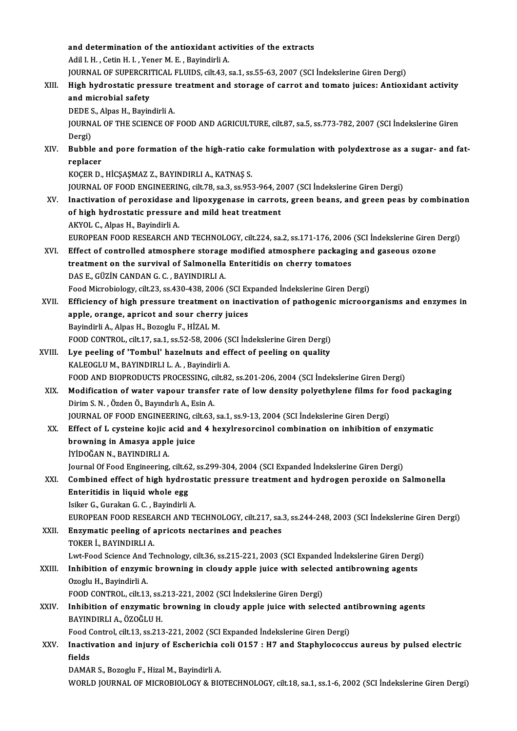and determination of the antioxidant activities of the extracts
Adil I. H. , Cetin H. I. , Yener M. E. , Bayindirli A.
JOURNAL OF SUPERCRITICAL FLUIDS, cilt.43, sa.1, ss.55-63, 2007 (SCI İndekslerine Giren Dergi)

XIII. **High hydrostatic pressure treatment and storage of carrot and tomato juices: Antioxidant activity and microbial safety**
DEDE S., Alpas H., Bayindirli A.
JOURNAL OF THE SCIENCE OF FOOD AND AGRICULTURE, cilt.87, sa.5, ss.773-782, 2007 (SCI İndekslerine Giren Dergi)

XIV. **Bubble and pore formation of the high-ratio cake formulation with polydextrose as a sugar- and fat-replacer**
KOÇER D., HİÇŞAŞMAZ Z., BAYINDIRLI A., KATNAŞ S.
JOURNAL OF FOOD ENGINEERING, cilt.78, sa.3, ss.953-964, 2007 (SCI İndekslerine Giren Dergi)

XV. **Inactivation of peroxidase and lipoxygenase in carrots, green beans, and green peas by combination of high hydrostatic pressure and mild heat treatment**
AKYOL C., Alpas H., Bayindirli A.
EUROPEAN FOOD RESEARCH AND TECHNOLOGY, cilt.224, sa.2, ss.171-176, 2006 (SCI İndekslerine Giren Dergi)

XVI. **Effect of controlled atmosphere storage modified atmosphere packaging and gaseous ozone treatment on the survival of Salmonella Enteritidis on cherry tomatoes**
DAS E., GÜZİN CANDAN G. C. , BAYINDIRLI A.
Food Microbiology, cilt.23, ss.430-438, 2006 (SCI Expanded İndekslerine Giren Dergi)

XVII. **Efficiency of high pressure treatment on inactivation of pathogenic microorganisms and enzymes in apple, orange, apricot and sour cherry juices**
Bayindirli A., Alpas H., Bozoglu F., HİZAL M.
FOOD CONTROL, cilt.17, sa.1, ss.52-58, 2006 (SCI İndekslerine Giren Dergi)

XVIII. **Lye peeling of 'Tombul' hazelnuts and effect of peeling on quality**
KALEOGLU M., BAYINDIRLI L. A. , Bayindirli A.
FOOD AND BIOPRODUCTS PROCESSING, cilt.82, ss.201-206, 2004 (SCI İndekslerine Giren Dergi)

XIX. **Modification of water vapour transfer rate of low density polyethylene films for food packaging**
Dirim S. N. , Özden Ö., Bayındırlı A., Esin A.
JOURNAL OF FOOD ENGINEERING, cilt.63, sa.1, ss.9-13, 2004 (SCI İndekslerine Giren Dergi)

XX. **Effect of L cysteine kojic acid and 4 hexylresorcinol combination on inhibition of enzymatic browning in Amasya apple juice**
İYİDOĞAN N., BAYINDIRLI A.
Journal Of Food Engineering, cilt.62, ss.299-304, 2004 (SCI Expanded İndekslerine Giren Dergi)

XXI. **Combined effect of high hydrostatic pressure treatment and hydrogen peroxide on Salmonella Enteritidis in liquid whole egg**
Isiker G., Gurakan G. C. , Bayindirli A.
EUROPEAN FOOD RESEARCH AND TECHNOLOGY, cilt.217, sa.3, ss.244-248, 2003 (SCI İndekslerine Giren Dergi)

XXII. **Enzymatic peeling of apricots nectarines and peaches**
TOKER İ., BAYINDIRLI A.
Lwt-Food Science And Technology, cilt.36, ss.215-221, 2003 (SCI Expanded İndekslerine Giren Dergi)

XXIII. **Inhibition of enzymic browning in cloudy apple juice with selected antibrowning agents**
Ozoglu H., Bayindirli A.
FOOD CONTROL, cilt.13, ss.213-221, 2002 (SCI İndekslerine Giren Dergi)

XXIV. **Inhibition of enzymatic browning in cloudy apple juice with selected antibrowning agents**
BAYINDIRLI A., ÖZOĞLU H.
Food Control, cilt.13, ss.213-221, 2002 (SCI Expanded İndekslerine Giren Dergi)

XXV. **Inactivation and injury of Escherichia coli O157 : H7 and Staphylococcus aureus by pulsed electric fields**
DAMAR S., Bozoglu F., Hizal M., Bayindirli A.
WORLD JOURNAL OF MICROBIOLOGY & BIOTECHNOLOGY, cilt.18, sa.1, ss.1-6, 2002 (SCI İndekslerine Giren Dergi)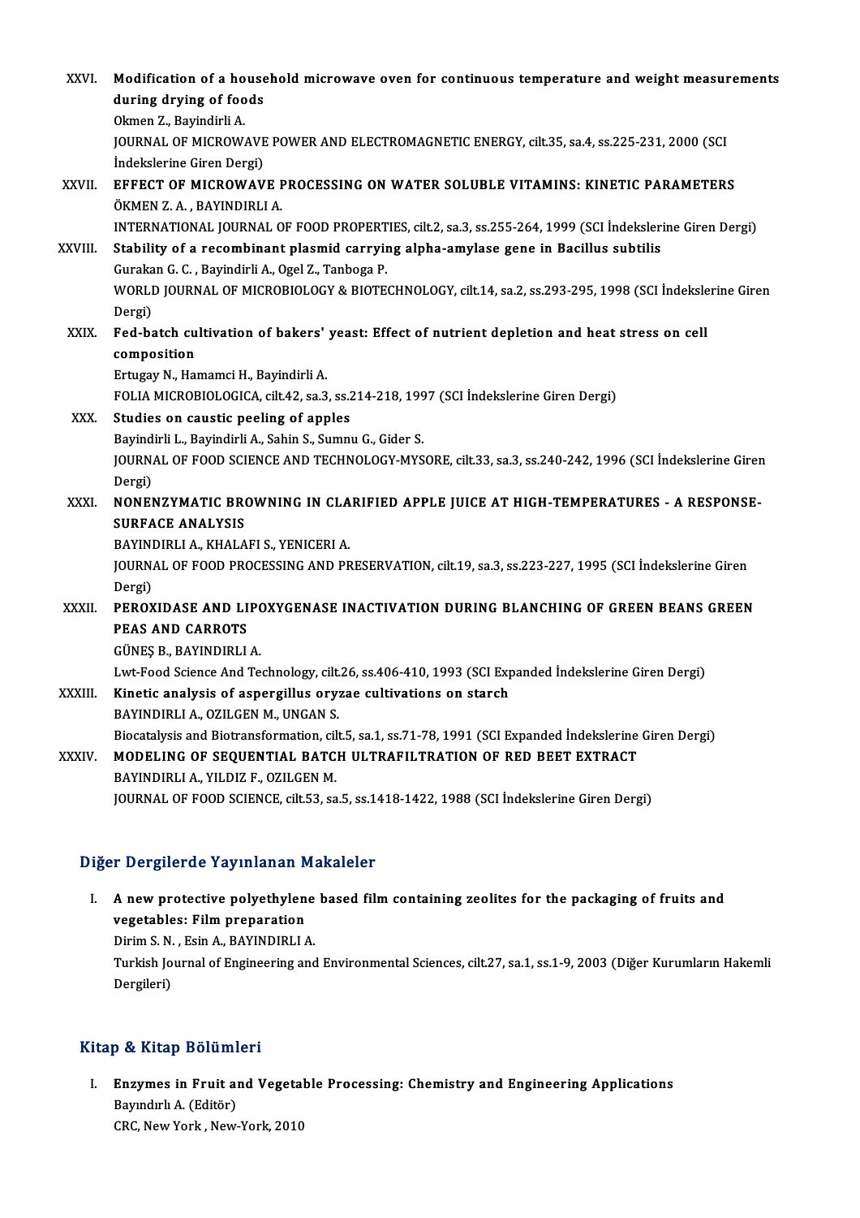XXVI. **Modification of a household microwave oven for continuous temperature and weight measurements during drying of foods**
Okmen Z., Bayindirli A.
JOURNAL OF MICROWAVE POWER AND ELECTROMAGNETIC ENERGY, cilt.35, sa.4, ss.225-231, 2000 (SCI İndekslerine Giren Dergi)

XXVII. **EFFECT OF MICROWAVE PROCESSING ON WATER SOLUBLE VITAMINS: KINETIC PARAMETERS**
ÖKMEN Z. A. , BAYINDIRLI A.
INTERNATIONAL JOURNAL OF FOOD PROPERTIES, cilt.2, sa.3, ss.255-264, 1999 (SCI İndekslerine Giren Dergi)

XXVIII. **Stability of a recombinant plasmid carrying alpha-amylase gene in Bacillus subtilis**
Gurakan G. C. , Bayindirli A., Ogel Z., Tanboga P.
WORLD JOURNAL OF MICROBIOLOGY & BIOTECHNOLOGY, cilt.14, sa.2, ss.293-295, 1998 (SCI İndekslerine Giren Dergi)

XXIX. **Fed-batch cultivation of bakers' yeast: Effect of nutrient depletion and heat stress on cell composition**
Ertugay N., Hamamci H., Bayindirli A.
FOLIA MICROBIOLOGICA, cilt.42, sa.3, ss.214-218, 1997 (SCI İndekslerine Giren Dergi)

XXX. **Studies on caustic peeling of apples**
Bayindirli L., Bayindirli A., Sahin S., Sumnu G., Gider S.
JOURNAL OF FOOD SCIENCE AND TECHNOLOGY-MYSORE, cilt.33, sa.3, ss.240-242, 1996 (SCI İndekslerine Giren Dergi)

XXXI. **NONENZYMATIC BROWNING IN CLARIFIED APPLE JUICE AT HIGH-TEMPERATURES - A RESPONSE-SURFACE ANALYSIS**
BAYINDIRLI A., KHALAFI S., YENICERI A.
JOURNAL OF FOOD PROCESSING AND PRESERVATION, cilt.19, sa.3, ss.223-227, 1995 (SCI İndekslerine Giren Dergi)

XXXII. **PEROXIDASE AND LIPOXYGENASE INACTIVATION DURING BLANCHING OF GREEN BEANS GREEN PEAS AND CARROTS**
GÜNEŞ B., BAYINDIRLI A.
Lwt-Food Science And Technology, cilt.26, ss.406-410, 1993 (SCI Expanded İndekslerine Giren Dergi)

XXXIII. **Kinetic analysis of aspergillus oryzae cultivations on starch**
BAYINDIRLI A., OZILGEN M., UNGAN S.
Biocatalysis and Biotransformation, cilt.5, sa.1, ss.71-78, 1991 (SCI Expanded İndekslerine Giren Dergi)

XXXIV. **MODELING OF SEQUENTIAL BATCH ULTRAFILTRATION OF RED BEET EXTRACT**
BAYINDIRLI A., YILDIZ F., OZILGEN M.
JOURNAL OF FOOD SCIENCE, cilt.53, sa.5, ss.1418-1422, 1988 (SCI İndekslerine Giren Dergi)

## Diğer Dergilerde Yayınlanan Makaleler

I. **A new protective polyethylene based film containing zeolites for the packaging of fruits and vegetables: Film preparation**
Dirim S. N. , Esin A., BAYINDIRLI A.
Turkish Journal of Engineering and Environmental Sciences, cilt.27, sa.1, ss.1-9, 2003 (Diğer Kurumların Hakemli Dergileri)

## Kitap & Kitap Bölümleri

I. **Enzymes in Fruit and Vegetable Processing: Chemistry and Engineering Applications**
Bayındırlı A. (Editör)
CRC, New York , New-York, 2010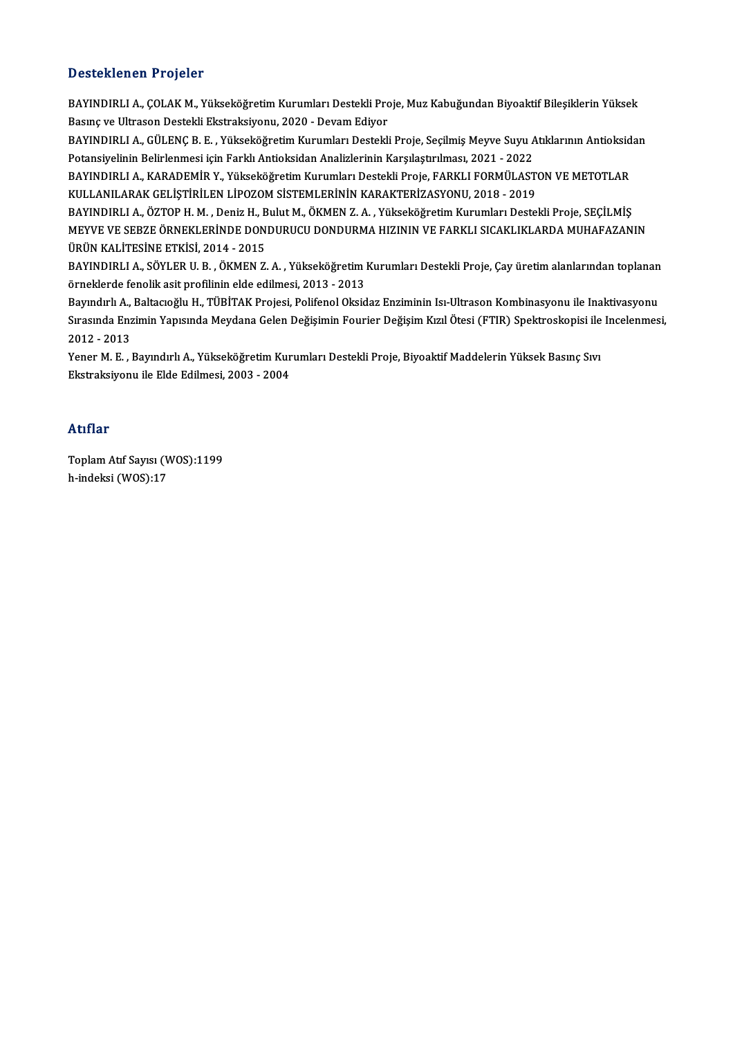## Desteklenen Projeler

BAYINDIRLI A., ÇOLAK M., Yükseköğretim Kurumları Destekli Proje, Muz Kabuğundan Biyoaktif Bileşiklerin Yüksek Basınç ve Ultrason Destekli Ekstraksiyonu, 2020 - Devam Ediyor

BAYINDIRLI A., GÜLENÇ B. E. , Yükseköğretim Kurumları Destekli Proje, Seçilmiş Meyve Suyu Atıklarının Antioksidan Potansiyelinin Belirlenmesi için Farklı Antioksidan Analizlerinin Karşılaştırılması, 2021 - 2022

BAYINDIRLI A., KARADEMİR Y., Yükseköğretim Kurumları Destekli Proje, FARKLI FORMÜLASTON VE METOTLAR KULLANILARAK GELİŞTİRİLEN LİPOZOM SİSTEMLERİNİN KARAKTERİZASYONU, 2018 - 2019

BAYINDIRLI A., ÖZTOP H. M. , Deniz H., Bulut M., ÖKMEN Z. A. , Yükseköğretim Kurumları Destekli Proje, SEÇİLMİŞ MEYVE VE SEBZE ÖRNEKLERİNDE DONDURUCU DONDURMA HIZININ VE FARKLI SICAKLIKLARDA MUHAFAZANIN ÜRÜN KALİTESİNE ETKİSİ, 2014 - 2015

BAYINDIRLI A., SÖYLER U. B. , ÖKMEN Z. A. , Yükseköğretim Kurumları Destekli Proje, Çay üretim alanlarından toplanan örneklerde fenolik asit profilinin elde edilmesi, 2013 - 2013

Bayındırlı A., Baltacıoğlu H., TÜBİTAK Projesi, Polifenol Oksidaz Enziminin Isı-Ultrason Kombinasyonu ile Inaktivasyonu Sırasında Enzimin Yapısında Meydana Gelen Değişimin Fourier Değişim Kızıl Ötesi (FTIR) Spektroskopisi ile Incelenmesi, 2012 - 2013

Yener M. E. , Bayındırlı A., Yükseköğretim Kurumları Destekli Proje, Biyoaktif Maddelerin Yüksek Basınç Sıvı Ekstraksiyonu ile Elde Edilmesi, 2003 - 2004

## Atıflar

Toplam Atıf Sayısı (WOS):1199
h-indeksi (WOS):17